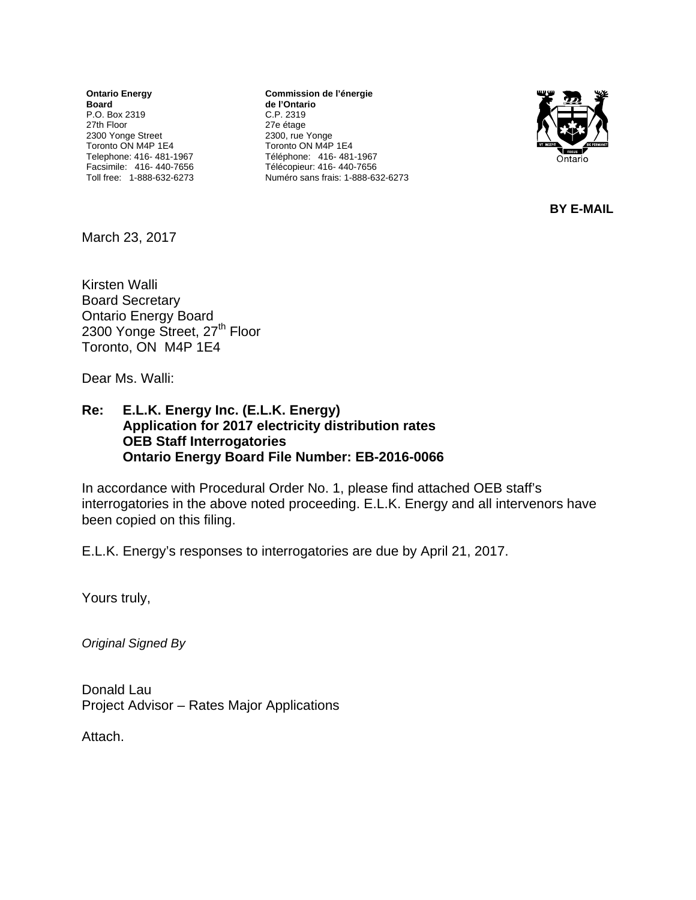**Ontario Energy Board**
P.O. Box 2319
27th Floor
2300 Yonge Street
Toronto ON M4P 1E4
Telephone: 416- 481-1967
Facsimile: 416- 440-7656
Toll free: 1-888-632-6273

**Commission de l'énergie de l'Ontario**
C.P. 2319
27e étage
2300, rue Yonge
Toronto ON M4P 1E4
Téléphone: 416- 481-1967
Télécopieur: 416- 440-7656
Numéro sans frais: 1-888-632-6273

**BY E-MAIL**

March 23, 2017

Kirsten Walli
Board Secretary
Ontario Energy Board
2300 Yonge Street, 27th Floor
Toronto, ON M4P 1E4

Dear Ms. Walli:

**Re: E.L.K. Energy Inc. (E.L.K. Energy)**
**Application for 2017 electricity distribution rates**
**OEB Staff Interrogatories**
**Ontario Energy Board File Number: EB-2016-0066**

In accordance with Procedural Order No. 1, please find attached OEB staff's interrogatories in the above noted proceeding. E.L.K. Energy and all intervenors have been copied on this filing.

E.L.K. Energy's responses to interrogatories are due by April 21, 2017.

Yours truly,

*Original Signed By*

Donald Lau
Project Advisor – Rates Major Applications

Attach.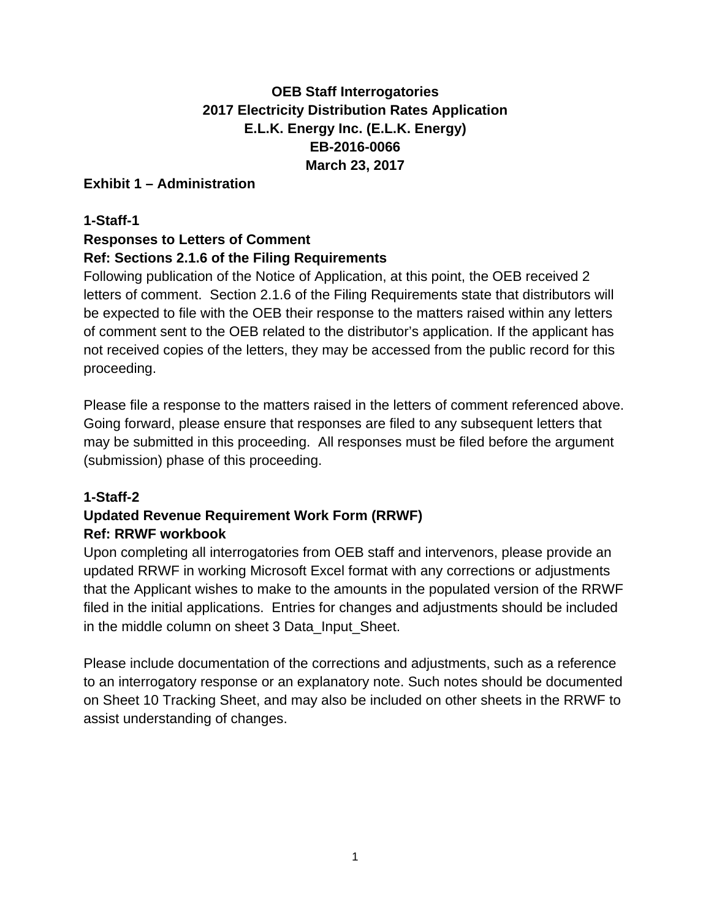**OEB Staff Interrogatories**
**2017 Electricity Distribution Rates Application**
**E.L.K. Energy Inc. (E.L.K. Energy)**
**EB-2016-0066**
**March 23, 2017**

## Exhibit 1 – Administration

### 1-Staff-1

**Responses to Letters of Comment**
**Ref: Sections 2.1.6 of the Filing Requirements**

Following publication of the Notice of Application, at this point, the OEB received 2 letters of comment. Section 2.1.6 of the Filing Requirements state that distributors will be expected to file with the OEB their response to the matters raised within any letters of comment sent to the OEB related to the distributor's application. If the applicant has not received copies of the letters, they may be accessed from the public record for this proceeding.

Please file a response to the matters raised in the letters of comment referenced above. Going forward, please ensure that responses are filed to any subsequent letters that may be submitted in this proceeding. All responses must be filed before the argument (submission) phase of this proceeding.

### 1-Staff-2

**Updated Revenue Requirement Work Form (RRWF)**
**Ref: RRWF workbook**

Upon completing all interrogatories from OEB staff and intervenors, please provide an updated RRWF in working Microsoft Excel format with any corrections or adjustments that the Applicant wishes to make to the amounts in the populated version of the RRWF filed in the initial applications. Entries for changes and adjustments should be included in the middle column on sheet 3 Data_Input_Sheet.

Please include documentation of the corrections and adjustments, such as a reference to an interrogatory response or an explanatory note. Such notes should be documented on Sheet 10 Tracking Sheet, and may also be included on other sheets in the RRWF to assist understanding of changes.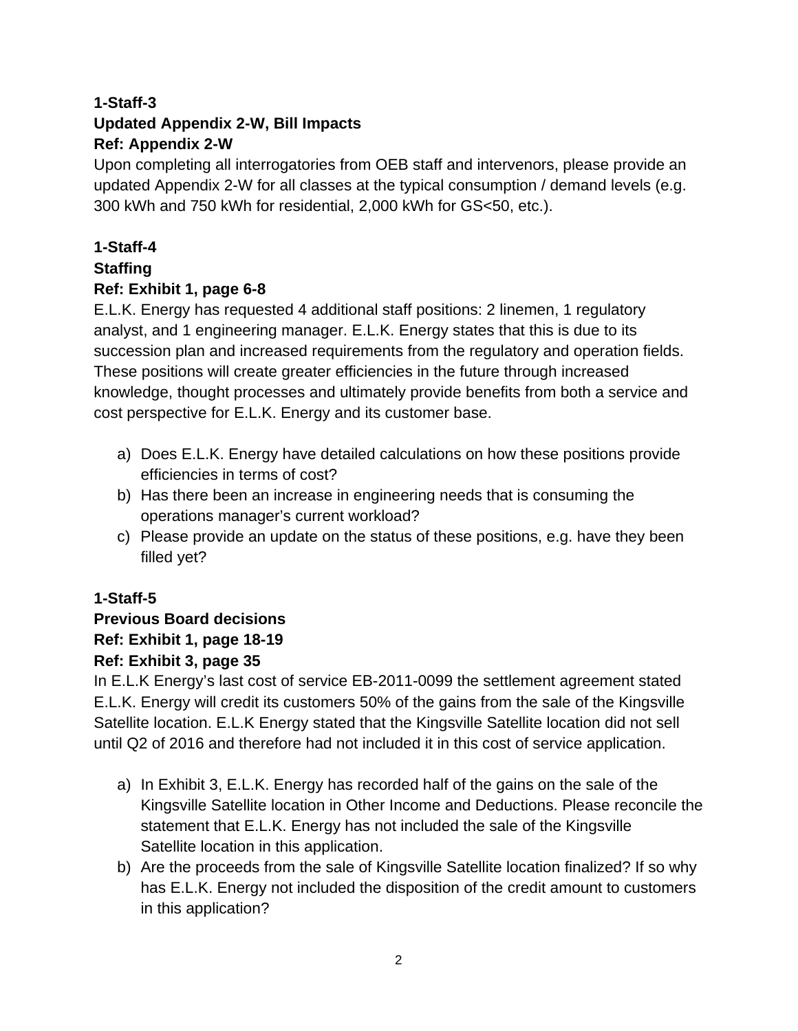**1-Staff-3**
**Updated Appendix 2-W, Bill Impacts**
**Ref: Appendix 2-W**

Upon completing all interrogatories from OEB staff and intervenors, please provide an updated Appendix 2-W for all classes at the typical consumption / demand levels (e.g. 300 kWh and 750 kWh for residential, 2,000 kWh for GS<50, etc.).

**1-Staff-4**
**Staffing**
**Ref: Exhibit 1, page 6-8**

E.L.K. Energy has requested 4 additional staff positions: 2 linemen, 1 regulatory analyst, and 1 engineering manager. E.L.K. Energy states that this is due to its succession plan and increased requirements from the regulatory and operation fields. These positions will create greater efficiencies in the future through increased knowledge, thought processes and ultimately provide benefits from both a service and cost perspective for E.L.K. Energy and its customer base.

a) Does E.L.K. Energy have detailed calculations on how these positions provide efficiencies in terms of cost?
b) Has there been an increase in engineering needs that is consuming the operations manager's current workload?
c) Please provide an update on the status of these positions, e.g. have they been filled yet?

**1-Staff-5**
**Previous Board decisions**
**Ref: Exhibit 1, page 18-19**
**Ref: Exhibit 3, page 35**

In E.L.K Energy's last cost of service EB-2011-0099 the settlement agreement stated E.L.K. Energy will credit its customers 50% of the gains from the sale of the Kingsville Satellite location. E.L.K Energy stated that the Kingsville Satellite location did not sell until Q2 of 2016 and therefore had not included it in this cost of service application.

a) In Exhibit 3, E.L.K. Energy has recorded half of the gains on the sale of the Kingsville Satellite location in Other Income and Deductions. Please reconcile the statement that E.L.K. Energy has not included the sale of the Kingsville Satellite location in this application.
b) Are the proceeds from the sale of Kingsville Satellite location finalized? If so why has E.L.K. Energy not included the disposition of the credit amount to customers in this application?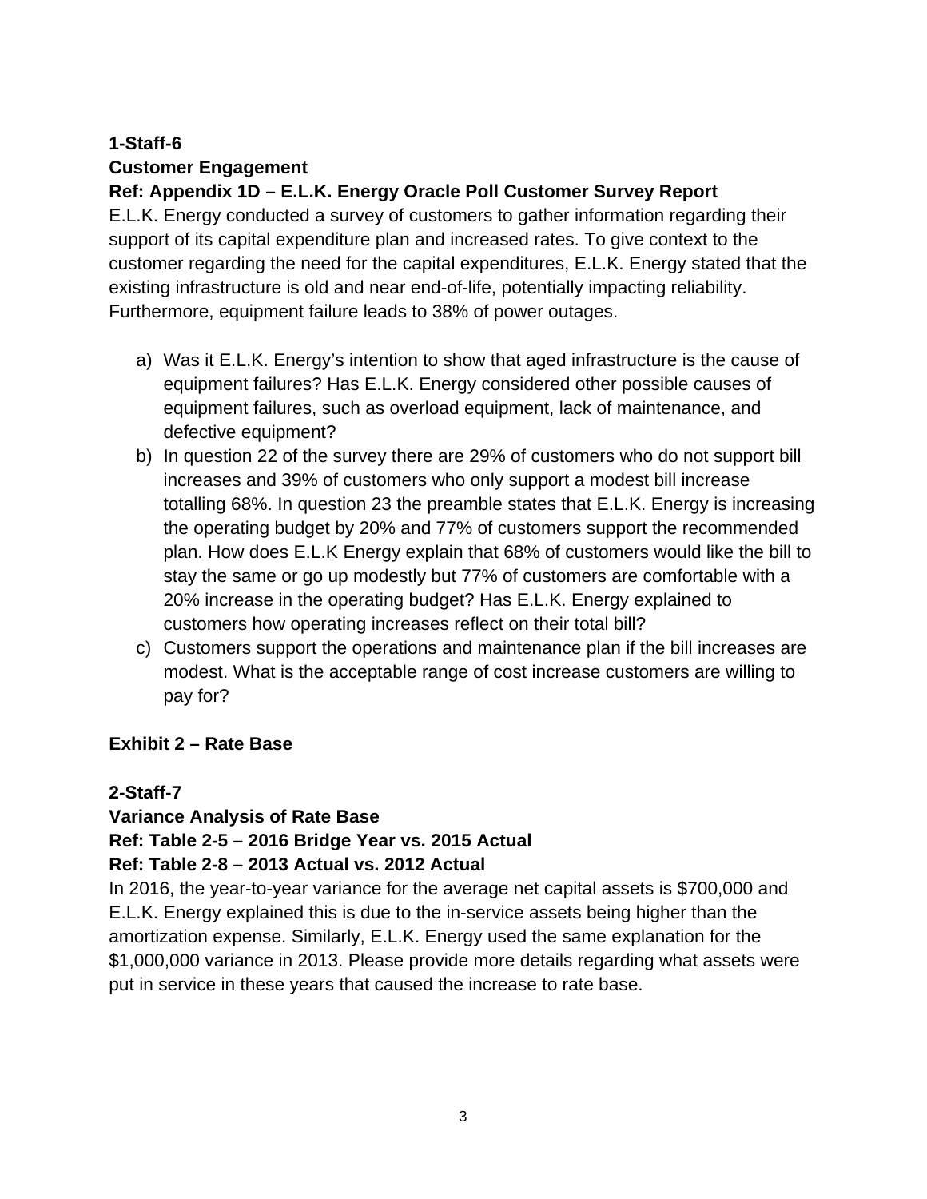**1-Staff-6**

**Customer Engagement**

**Ref: Appendix 1D – E.L.K. Energy Oracle Poll Customer Survey Report**

E.L.K. Energy conducted a survey of customers to gather information regarding their support of its capital expenditure plan and increased rates. To give context to the customer regarding the need for the capital expenditures, E.L.K. Energy stated that the existing infrastructure is old and near end-of-life, potentially impacting reliability. Furthermore, equipment failure leads to 38% of power outages.

a) Was it E.L.K. Energy's intention to show that aged infrastructure is the cause of equipment failures? Has E.L.K. Energy considered other possible causes of equipment failures, such as overload equipment, lack of maintenance, and defective equipment?
b) In question 22 of the survey there are 29% of customers who do not support bill increases and 39% of customers who only support a modest bill increase totalling 68%. In question 23 the preamble states that E.L.K. Energy is increasing the operating budget by 20% and 77% of customers support the recommended plan. How does E.L.K Energy explain that 68% of customers would like the bill to stay the same or go up modestly but 77% of customers are comfortable with a 20% increase in the operating budget? Has E.L.K. Energy explained to customers how operating increases reflect on their total bill?
c) Customers support the operations and maintenance plan if the bill increases are modest. What is the acceptable range of cost increase customers are willing to pay for?

## Exhibit 2 – Rate Base

**2-Staff-7**

**Variance Analysis of Rate Base**

**Ref: Table 2-5 – 2016 Bridge Year vs. 2015 Actual**

**Ref: Table 2-8 – 2013 Actual vs. 2012 Actual**

In 2016, the year-to-year variance for the average net capital assets is $700,000 and E.L.K. Energy explained this is due to the in-service assets being higher than the amortization expense. Similarly, E.L.K. Energy used the same explanation for the $1,000,000 variance in 2013. Please provide more details regarding what assets were put in service in these years that caused the increase to rate base.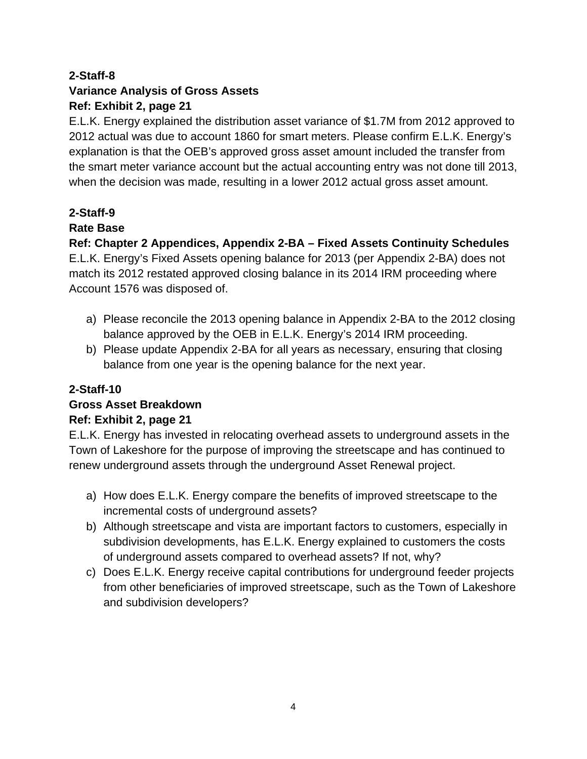**2-Staff-8**
**Variance Analysis of Gross Assets**
**Ref: Exhibit 2, page 21**

E.L.K. Energy explained the distribution asset variance of $1.7M from 2012 approved to 2012 actual was due to account 1860 for smart meters. Please confirm E.L.K. Energy's explanation is that the OEB's approved gross asset amount included the transfer from the smart meter variance account but the actual accounting entry was not done till 2013, when the decision was made, resulting in a lower 2012 actual gross asset amount.

**2-Staff-9**
**Rate Base**
**Ref: Chapter 2 Appendices, Appendix 2-BA – Fixed Assets Continuity Schedules**

E.L.K. Energy's Fixed Assets opening balance for 2013 (per Appendix 2-BA) does not match its 2012 restated approved closing balance in its 2014 IRM proceeding where Account 1576 was disposed of.

a) Please reconcile the 2013 opening balance in Appendix 2-BA to the 2012 closing balance approved by the OEB in E.L.K. Energy's 2014 IRM proceeding.
b) Please update Appendix 2-BA for all years as necessary, ensuring that closing balance from one year is the opening balance for the next year.

**2-Staff-10**
**Gross Asset Breakdown**
**Ref: Exhibit 2, page 21**

E.L.K. Energy has invested in relocating overhead assets to underground assets in the Town of Lakeshore for the purpose of improving the streetscape and has continued to renew underground assets through the underground Asset Renewal project.

a) How does E.L.K. Energy compare the benefits of improved streetscape to the incremental costs of underground assets?
b) Although streetscape and vista are important factors to customers, especially in subdivision developments, has E.L.K. Energy explained to customers the costs of underground assets compared to overhead assets? If not, why?
c) Does E.L.K. Energy receive capital contributions for underground feeder projects from other beneficiaries of improved streetscape, such as the Town of Lakeshore and subdivision developers?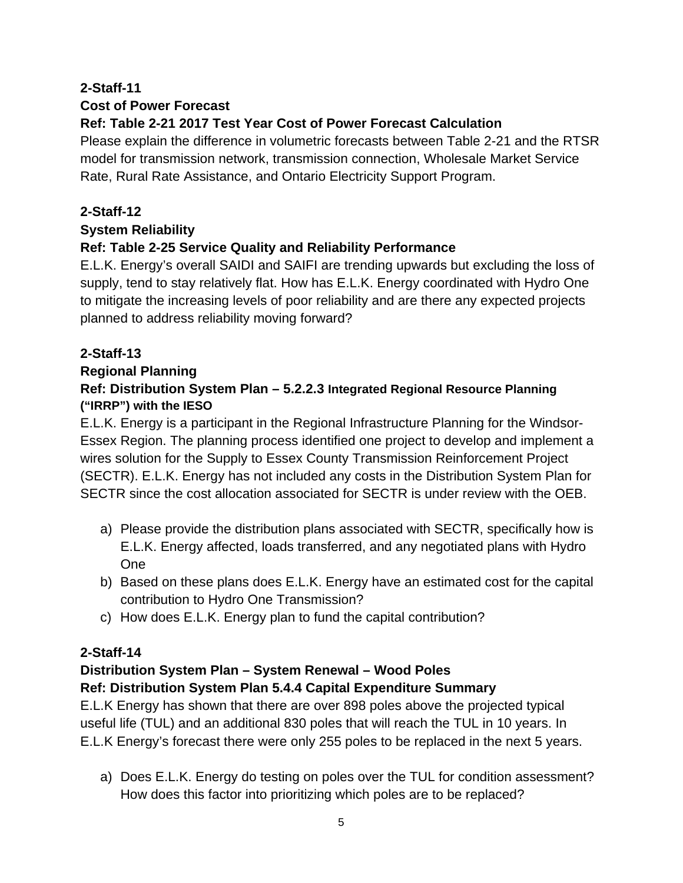**2-Staff-11**

**Cost of Power Forecast**

**Ref: Table 2-21 2017 Test Year Cost of Power Forecast Calculation**

Please explain the difference in volumetric forecasts between Table 2-21 and the RTSR model for transmission network, transmission connection, Wholesale Market Service Rate, Rural Rate Assistance, and Ontario Electricity Support Program.

**2-Staff-12**

**System Reliability**

**Ref: Table 2-25 Service Quality and Reliability Performance**

E.L.K. Energy's overall SAIDI and SAIFI are trending upwards but excluding the loss of supply, tend to stay relatively flat. How has E.L.K. Energy coordinated with Hydro One to mitigate the increasing levels of poor reliability and are there any expected projects planned to address reliability moving forward?

**2-Staff-13**

**Regional Planning**

**Ref: Distribution System Plan – 5.2.2.3 Integrated Regional Resource Planning ("IRRP") with the IESO**

E.L.K. Energy is a participant in the Regional Infrastructure Planning for the Windsor-Essex Region. The planning process identified one project to develop and implement a wires solution for the Supply to Essex County Transmission Reinforcement Project (SECTR). E.L.K. Energy has not included any costs in the Distribution System Plan for SECTR since the cost allocation associated for SECTR is under review with the OEB.

a) Please provide the distribution plans associated with SECTR, specifically how is E.L.K. Energy affected, loads transferred, and any negotiated plans with Hydro One
b) Based on these plans does E.L.K. Energy have an estimated cost for the capital contribution to Hydro One Transmission?
c) How does E.L.K. Energy plan to fund the capital contribution?

**2-Staff-14**

**Distribution System Plan – System Renewal – Wood Poles**

**Ref: Distribution System Plan 5.4.4 Capital Expenditure Summary**

E.L.K Energy has shown that there are over 898 poles above the projected typical useful life (TUL) and an additional 830 poles that will reach the TUL in 10 years. In E.L.K Energy's forecast there were only 255 poles to be replaced in the next 5 years.

a) Does E.L.K. Energy do testing on poles over the TUL for condition assessment? How does this factor into prioritizing which poles are to be replaced?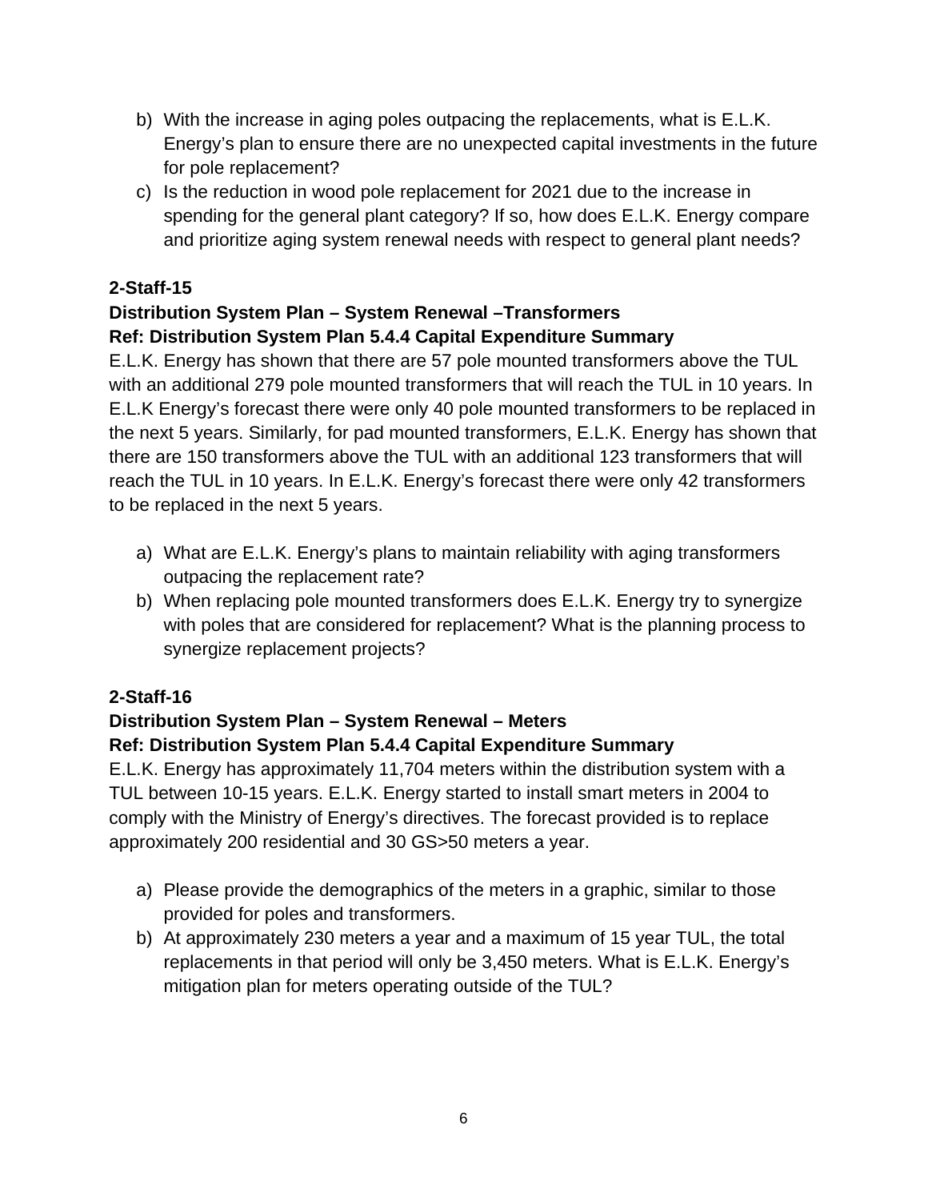b) With the increase in aging poles outpacing the replacements, what is E.L.K. Energy's plan to ensure there are no unexpected capital investments in the future for pole replacement?

c) Is the reduction in wood pole replacement for 2021 due to the increase in spending for the general plant category? If so, how does E.L.K. Energy compare and prioritize aging system renewal needs with respect to general plant needs?

**2-Staff-15**

**Distribution System Plan – System Renewal –Transformers**

**Ref: Distribution System Plan 5.4.4 Capital Expenditure Summary**

E.L.K. Energy has shown that there are 57 pole mounted transformers above the TUL with an additional 279 pole mounted transformers that will reach the TUL in 10 years. In E.L.K Energy's forecast there were only 40 pole mounted transformers to be replaced in the next 5 years. Similarly, for pad mounted transformers, E.L.K. Energy has shown that there are 150 transformers above the TUL with an additional 123 transformers that will reach the TUL in 10 years. In E.L.K. Energy's forecast there were only 42 transformers to be replaced in the next 5 years.

a) What are E.L.K. Energy's plans to maintain reliability with aging transformers outpacing the replacement rate?

b) When replacing pole mounted transformers does E.L.K. Energy try to synergize with poles that are considered for replacement? What is the planning process to synergize replacement projects?

**2-Staff-16**

**Distribution System Plan – System Renewal – Meters**

**Ref: Distribution System Plan 5.4.4 Capital Expenditure Summary**

E.L.K. Energy has approximately 11,704 meters within the distribution system with a TUL between 10-15 years. E.L.K. Energy started to install smart meters in 2004 to comply with the Ministry of Energy's directives. The forecast provided is to replace approximately 200 residential and 30 GS>50 meters a year.

a) Please provide the demographics of the meters in a graphic, similar to those provided for poles and transformers.

b) At approximately 230 meters a year and a maximum of 15 year TUL, the total replacements in that period will only be 3,450 meters. What is E.L.K. Energy's mitigation plan for meters operating outside of the TUL?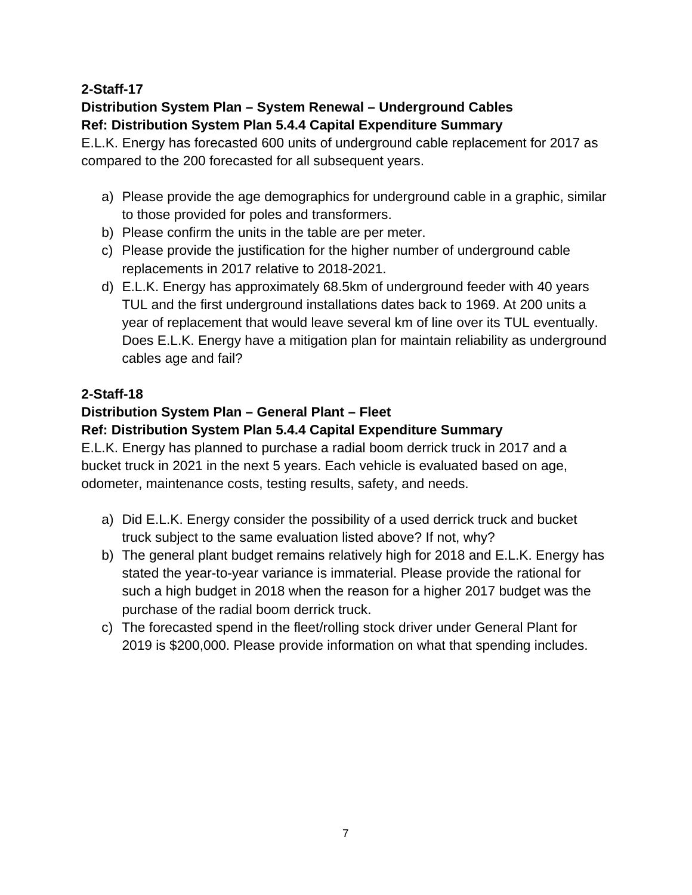**2-Staff-17**

**Distribution System Plan – System Renewal – Underground Cables**
**Ref: Distribution System Plan 5.4.4 Capital Expenditure Summary**

E.L.K. Energy has forecasted 600 units of underground cable replacement for 2017 as compared to the 200 forecasted for all subsequent years.

a) Please provide the age demographics for underground cable in a graphic, similar to those provided for poles and transformers.
b) Please confirm the units in the table are per meter.
c) Please provide the justification for the higher number of underground cable replacements in 2017 relative to 2018-2021.
d) E.L.K. Energy has approximately 68.5km of underground feeder with 40 years TUL and the first underground installations dates back to 1969. At 200 units a year of replacement that would leave several km of line over its TUL eventually. Does E.L.K. Energy have a mitigation plan for maintain reliability as underground cables age and fail?

**2-Staff-18**

**Distribution System Plan – General Plant – Fleet**
**Ref: Distribution System Plan 5.4.4 Capital Expenditure Summary**

E.L.K. Energy has planned to purchase a radial boom derrick truck in 2017 and a bucket truck in 2021 in the next 5 years. Each vehicle is evaluated based on age, odometer, maintenance costs, testing results, safety, and needs.

a) Did E.L.K. Energy consider the possibility of a used derrick truck and bucket truck subject to the same evaluation listed above? If not, why?
b) The general plant budget remains relatively high for 2018 and E.L.K. Energy has stated the year-to-year variance is immaterial. Please provide the rational for such a high budget in 2018 when the reason for a higher 2017 budget was the purchase of the radial boom derrick truck.
c) The forecasted spend in the fleet/rolling stock driver under General Plant for 2019 is $200,000. Please provide information on what that spending includes.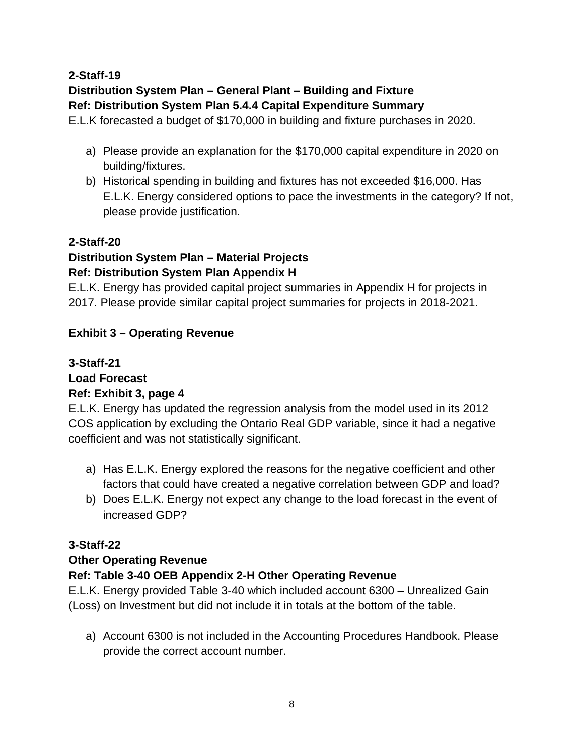**2-Staff-19**

**Distribution System Plan – General Plant – Building and Fixture**

**Ref: Distribution System Plan 5.4.4 Capital Expenditure Summary**

E.L.K forecasted a budget of $170,000 in building and fixture purchases in 2020.

a) Please provide an explanation for the $170,000 capital expenditure in 2020 on building/fixtures.
b) Historical spending in building and fixtures has not exceeded $16,000. Has E.L.K. Energy considered options to pace the investments in the category? If not, please provide justification.

**2-Staff-20**

**Distribution System Plan – Material Projects**

**Ref: Distribution System Plan Appendix H**

E.L.K. Energy has provided capital project summaries in Appendix H for projects in 2017. Please provide similar capital project summaries for projects in 2018-2021.

**Exhibit 3 – Operating Revenue**

**3-Staff-21**

**Load Forecast**

**Ref: Exhibit 3, page 4**

E.L.K. Energy has updated the regression analysis from the model used in its 2012 COS application by excluding the Ontario Real GDP variable, since it had a negative coefficient and was not statistically significant.

a) Has E.L.K. Energy explored the reasons for the negative coefficient and other factors that could have created a negative correlation between GDP and load?
b) Does E.L.K. Energy not expect any change to the load forecast in the event of increased GDP?

**3-Staff-22**

**Other Operating Revenue**

**Ref: Table 3-40 OEB Appendix 2-H Other Operating Revenue**

E.L.K. Energy provided Table 3-40 which included account 6300 – Unrealized Gain (Loss) on Investment but did not include it in totals at the bottom of the table.

a) Account 6300 is not included in the Accounting Procedures Handbook. Please provide the correct account number.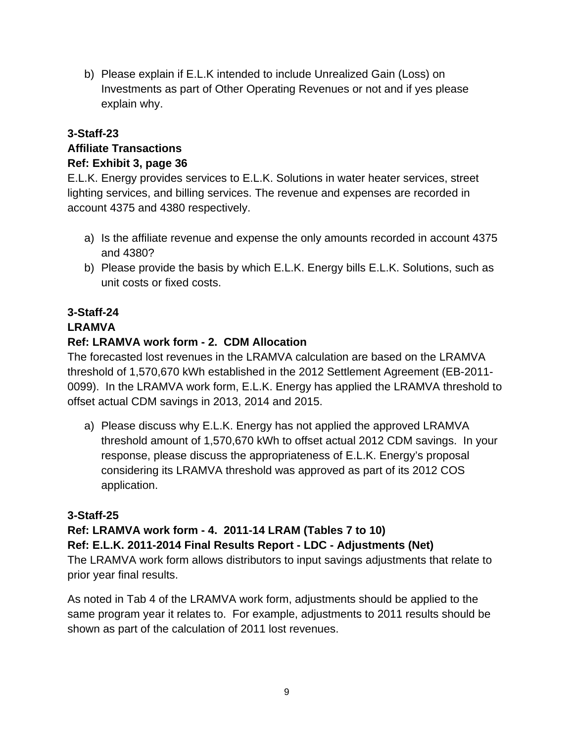b) Please explain if E.L.K intended to include Unrealized Gain (Loss) on Investments as part of Other Operating Revenues or not and if yes please explain why.

**3-Staff-23**
**Affiliate Transactions**
**Ref: Exhibit 3, page 36**

E.L.K. Energy provides services to E.L.K. Solutions in water heater services, street lighting services, and billing services. The revenue and expenses are recorded in account 4375 and 4380 respectively.

a) Is the affiliate revenue and expense the only amounts recorded in account 4375 and 4380?
b) Please provide the basis by which E.L.K. Energy bills E.L.K. Solutions, such as unit costs or fixed costs.

**3-Staff-24**
**LRAMVA**
**Ref: LRAMVA work form - 2. CDM Allocation**

The forecasted lost revenues in the LRAMVA calculation are based on the LRAMVA threshold of 1,570,670 kWh established in the 2012 Settlement Agreement (EB-2011-0099). In the LRAMVA work form, E.L.K. Energy has applied the LRAMVA threshold to offset actual CDM savings in 2013, 2014 and 2015.

a) Please discuss why E.L.K. Energy has not applied the approved LRAMVA threshold amount of 1,570,670 kWh to offset actual 2012 CDM savings. In your response, please discuss the appropriateness of E.L.K. Energy's proposal considering its LRAMVA threshold was approved as part of its 2012 COS application.

**3-Staff-25**
**Ref: LRAMVA work form - 4. 2011-14 LRAM (Tables 7 to 10)**
**Ref: E.L.K. 2011-2014 Final Results Report - LDC - Adjustments (Net)**

The LRAMVA work form allows distributors to input savings adjustments that relate to prior year final results.

As noted in Tab 4 of the LRAMVA work form, adjustments should be applied to the same program year it relates to. For example, adjustments to 2011 results should be shown as part of the calculation of 2011 lost revenues.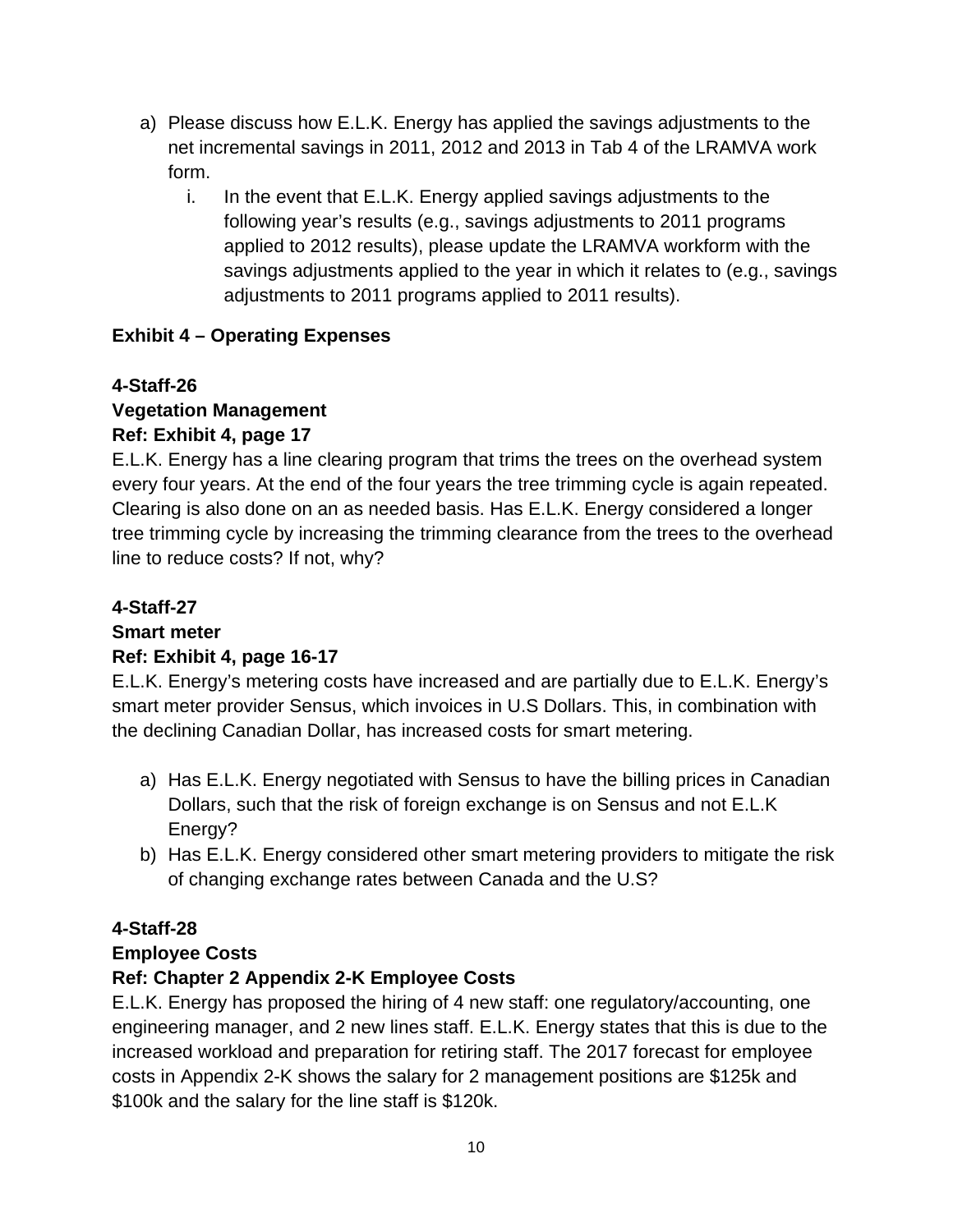a) Please discuss how E.L.K. Energy has applied the savings adjustments to the net incremental savings in 2011, 2012 and 2013 in Tab 4 of the LRAMVA work form.

   i. In the event that E.L.K. Energy applied savings adjustments to the following year's results (e.g., savings adjustments to 2011 programs applied to 2012 results), please update the LRAMVA workform with the savings adjustments applied to the year in which it relates to (e.g., savings adjustments to 2011 programs applied to 2011 results).

**Exhibit 4 – Operating Expenses**

**4-Staff-26**
**Vegetation Management**
**Ref: Exhibit 4, page 17**

E.L.K. Energy has a line clearing program that trims the trees on the overhead system every four years. At the end of the four years the tree trimming cycle is again repeated. Clearing is also done on an as needed basis. Has E.L.K. Energy considered a longer tree trimming cycle by increasing the trimming clearance from the trees to the overhead line to reduce costs? If not, why?

**4-Staff-27**
**Smart meter**
**Ref: Exhibit 4, page 16-17**

E.L.K. Energy's metering costs have increased and are partially due to E.L.K. Energy's smart meter provider Sensus, which invoices in U.S Dollars. This, in combination with the declining Canadian Dollar, has increased costs for smart metering.

a) Has E.L.K. Energy negotiated with Sensus to have the billing prices in Canadian Dollars, such that the risk of foreign exchange is on Sensus and not E.L.K Energy?
b) Has E.L.K. Energy considered other smart metering providers to mitigate the risk of changing exchange rates between Canada and the U.S?

**4-Staff-28**
**Employee Costs**
**Ref: Chapter 2 Appendix 2-K Employee Costs**

E.L.K. Energy has proposed the hiring of 4 new staff: one regulatory/accounting, one engineering manager, and 2 new lines staff. E.L.K. Energy states that this is due to the increased workload and preparation for retiring staff. The 2017 forecast for employee costs in Appendix 2-K shows the salary for 2 management positions are $125k and $100k and the salary for the line staff is $120k.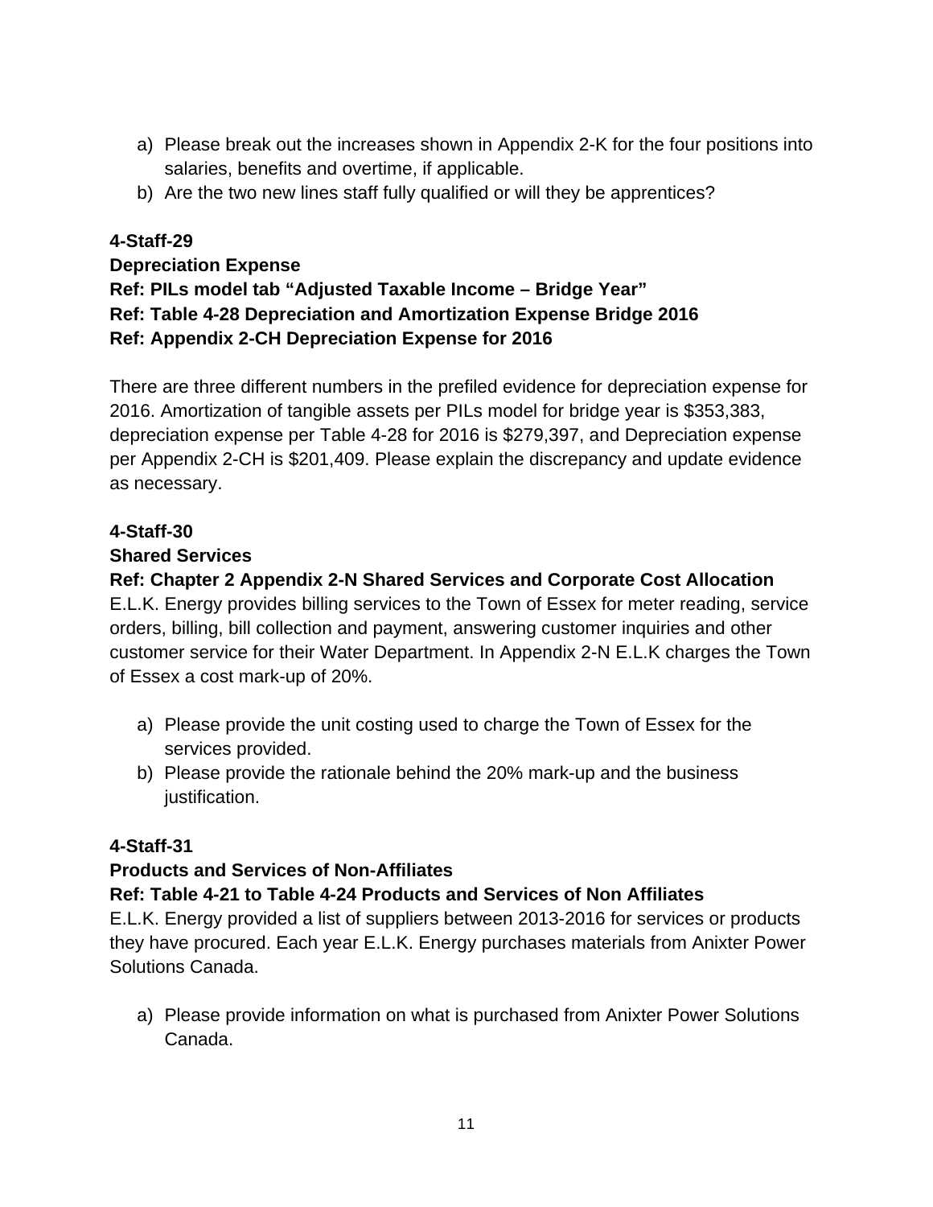a) Please break out the increases shown in Appendix 2-K for the four positions into salaries, benefits and overtime, if applicable.
b) Are the two new lines staff fully qualified or will they be apprentices?

**4-Staff-29**
**Depreciation Expense**
**Ref: PILs model tab "Adjusted Taxable Income – Bridge Year"**
**Ref: Table 4-28 Depreciation and Amortization Expense Bridge 2016**
**Ref: Appendix 2-CH Depreciation Expense for 2016**

There are three different numbers in the prefiled evidence for depreciation expense for 2016. Amortization of tangible assets per PILs model for bridge year is $353,383, depreciation expense per Table 4-28 for 2016 is $279,397, and Depreciation expense per Appendix 2-CH is $201,409. Please explain the discrepancy and update evidence as necessary.

**4-Staff-30**
**Shared Services**
**Ref: Chapter 2 Appendix 2-N Shared Services and Corporate Cost Allocation**
E.L.K. Energy provides billing services to the Town of Essex for meter reading, service orders, billing, bill collection and payment, answering customer inquiries and other customer service for their Water Department. In Appendix 2-N E.L.K charges the Town of Essex a cost mark-up of 20%.

a) Please provide the unit costing used to charge the Town of Essex for the services provided.
b) Please provide the rationale behind the 20% mark-up and the business justification.

**4-Staff-31**
**Products and Services of Non-Affiliates**
**Ref: Table 4-21 to Table 4-24 Products and Services of Non Affiliates**
E.L.K. Energy provided a list of suppliers between 2013-2016 for services or products they have procured. Each year E.L.K. Energy purchases materials from Anixter Power Solutions Canada.

a) Please provide information on what is purchased from Anixter Power Solutions Canada.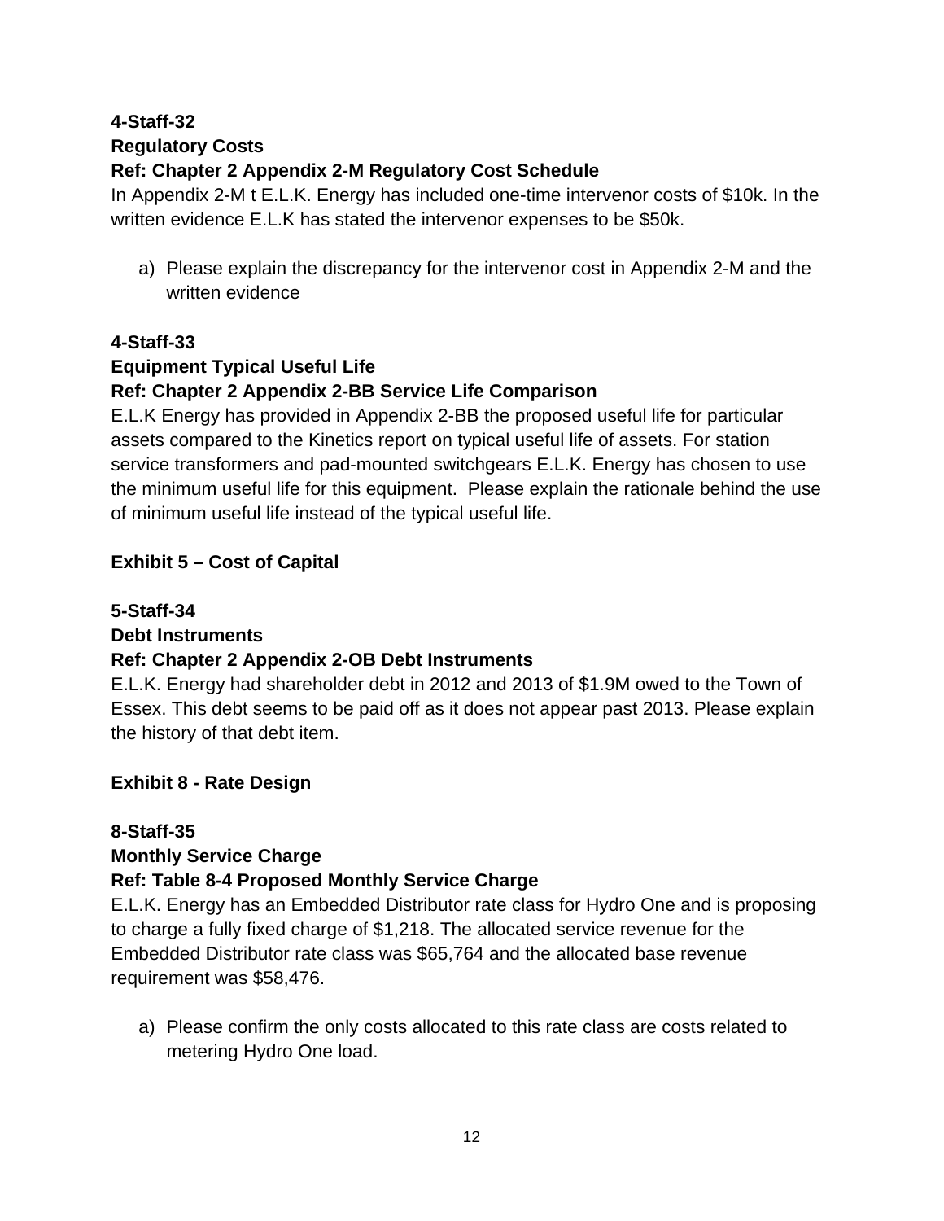**4-Staff-32**

**Regulatory Costs**

**Ref: Chapter 2 Appendix 2-M Regulatory Cost Schedule**

In Appendix 2-M t E.L.K. Energy has included one-time intervenor costs of $10k. In the written evidence E.L.K has stated the intervenor expenses to be $50k.

a) Please explain the discrepancy for the intervenor cost in Appendix 2-M and the written evidence

**4-Staff-33**

**Equipment Typical Useful Life**

**Ref: Chapter 2 Appendix 2-BB Service Life Comparison**

E.L.K Energy has provided in Appendix 2-BB the proposed useful life for particular assets compared to the Kinetics report on typical useful life of assets. For station service transformers and pad-mounted switchgears E.L.K. Energy has chosen to use the minimum useful life for this equipment. Please explain the rationale behind the use of minimum useful life instead of the typical useful life.

## Exhibit 5 – Cost of Capital

**5-Staff-34**

**Debt Instruments**

**Ref: Chapter 2 Appendix 2-OB Debt Instruments**

E.L.K. Energy had shareholder debt in 2012 and 2013 of $1.9M owed to the Town of Essex. This debt seems to be paid off as it does not appear past 2013. Please explain the history of that debt item.

## Exhibit 8 - Rate Design

**8-Staff-35**

**Monthly Service Charge**

**Ref: Table 8-4 Proposed Monthly Service Charge**

E.L.K. Energy has an Embedded Distributor rate class for Hydro One and is proposing to charge a fully fixed charge of $1,218. The allocated service revenue for the Embedded Distributor rate class was $65,764 and the allocated base revenue requirement was $58,476.

a) Please confirm the only costs allocated to this rate class are costs related to metering Hydro One load.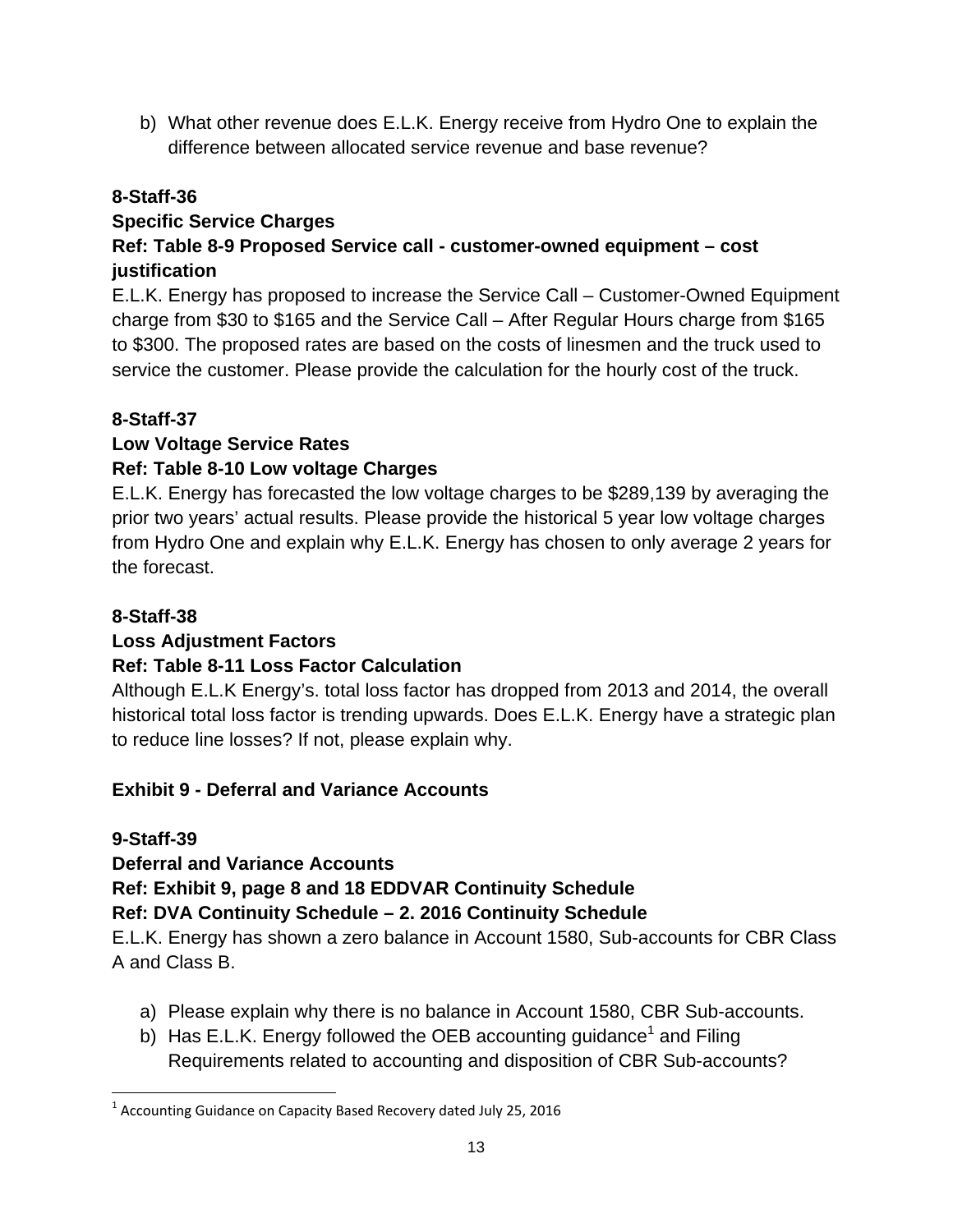b) What other revenue does E.L.K. Energy receive from Hydro One to explain the difference between allocated service revenue and base revenue?

**8-Staff-36**

**Specific Service Charges**

**Ref: Table 8-9 Proposed Service call - customer-owned equipment – cost justification**

E.L.K. Energy has proposed to increase the Service Call – Customer-Owned Equipment charge from $30 to $165 and the Service Call – After Regular Hours charge from $165 to $300. The proposed rates are based on the costs of linesmen and the truck used to service the customer. Please provide the calculation for the hourly cost of the truck.

**8-Staff-37**

**Low Voltage Service Rates**

**Ref: Table 8-10 Low voltage Charges**

E.L.K. Energy has forecasted the low voltage charges to be $289,139 by averaging the prior two years' actual results. Please provide the historical 5 year low voltage charges from Hydro One and explain why E.L.K. Energy has chosen to only average 2 years for the forecast.

**8-Staff-38**

**Loss Adjustment Factors**

**Ref: Table 8-11 Loss Factor Calculation**

Although E.L.K Energy's. total loss factor has dropped from 2013 and 2014, the overall historical total loss factor is trending upwards. Does E.L.K. Energy have a strategic plan to reduce line losses? If not, please explain why.

## Exhibit 9 - Deferral and Variance Accounts

**9-Staff-39**

**Deferral and Variance Accounts**

**Ref: Exhibit 9, page 8 and 18 EDDVAR Continuity Schedule**

**Ref: DVA Continuity Schedule – 2. 2016 Continuity Schedule**

E.L.K. Energy has shown a zero balance in Account 1580, Sub-accounts for CBR Class A and Class B.

a) Please explain why there is no balance in Account 1580, CBR Sub-accounts.
b) Has E.L.K. Energy followed the OEB accounting guidance[1] and Filing Requirements related to accounting and disposition of CBR Sub-accounts?

[1] Accounting Guidance on Capacity Based Recovery dated July 25, 2016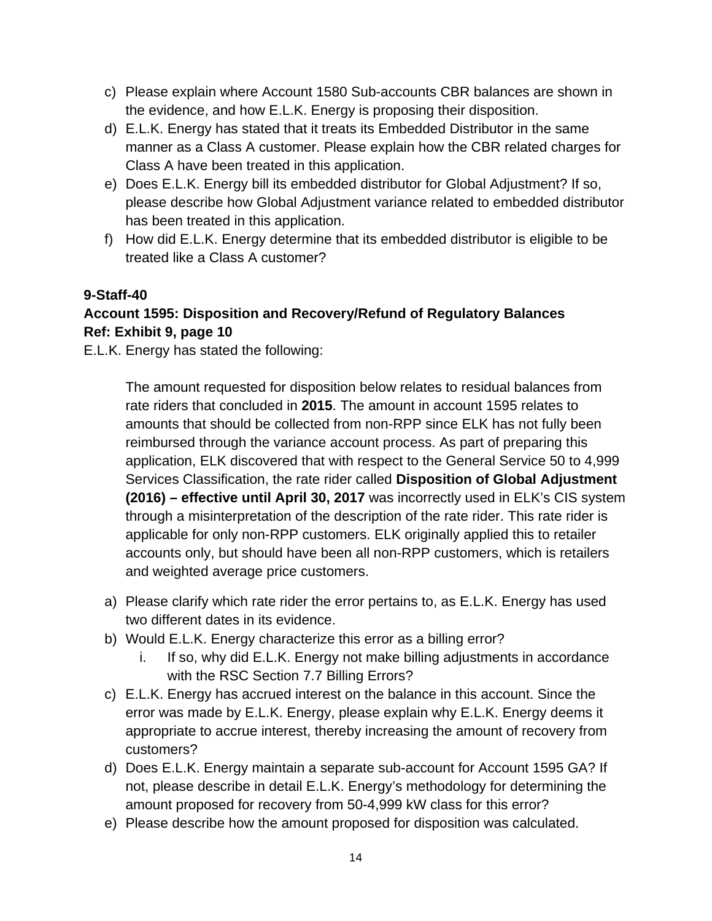c) Please explain where Account 1580 Sub-accounts CBR balances are shown in the evidence, and how E.L.K. Energy is proposing their disposition.
d) E.L.K. Energy has stated that it treats its Embedded Distributor in the same manner as a Class A customer. Please explain how the CBR related charges for Class A have been treated in this application.
e) Does E.L.K. Energy bill its embedded distributor for Global Adjustment? If so, please describe how Global Adjustment variance related to embedded distributor has been treated in this application.
f) How did E.L.K. Energy determine that its embedded distributor is eligible to be treated like a Class A customer?

**9-Staff-40**
**Account 1595: Disposition and Recovery/Refund of Regulatory Balances**
**Ref: Exhibit 9, page 10**
E.L.K. Energy has stated the following:

> The amount requested for disposition below relates to residual balances from rate riders that concluded in **2015**. The amount in account 1595 relates to amounts that should be collected from non-RPP since ELK has not fully been reimbursed through the variance account process. As part of preparing this application, ELK discovered that with respect to the General Service 50 to 4,999 Services Classification, the rate rider called **Disposition of Global Adjustment (2016) – effective until April 30, 2017** was incorrectly used in ELK's CIS system through a misinterpretation of the description of the rate rider. This rate rider is applicable for only non-RPP customers. ELK originally applied this to retailer accounts only, but should have been all non-RPP customers, which is retailers and weighted average price customers.

a) Please clarify which rate rider the error pertains to, as E.L.K. Energy has used two different dates in its evidence.
b) Would E.L.K. Energy characterize this error as a billing error?
    i. If so, why did E.L.K. Energy not make billing adjustments in accordance with the RSC Section 7.7 Billing Errors?
c) E.L.K. Energy has accrued interest on the balance in this account. Since the error was made by E.L.K. Energy, please explain why E.L.K. Energy deems it appropriate to accrue interest, thereby increasing the amount of recovery from customers?
d) Does E.L.K. Energy maintain a separate sub-account for Account 1595 GA? If not, please describe in detail E.L.K. Energy's methodology for determining the amount proposed for recovery from 50-4,999 kW class for this error?
e) Please describe how the amount proposed for disposition was calculated.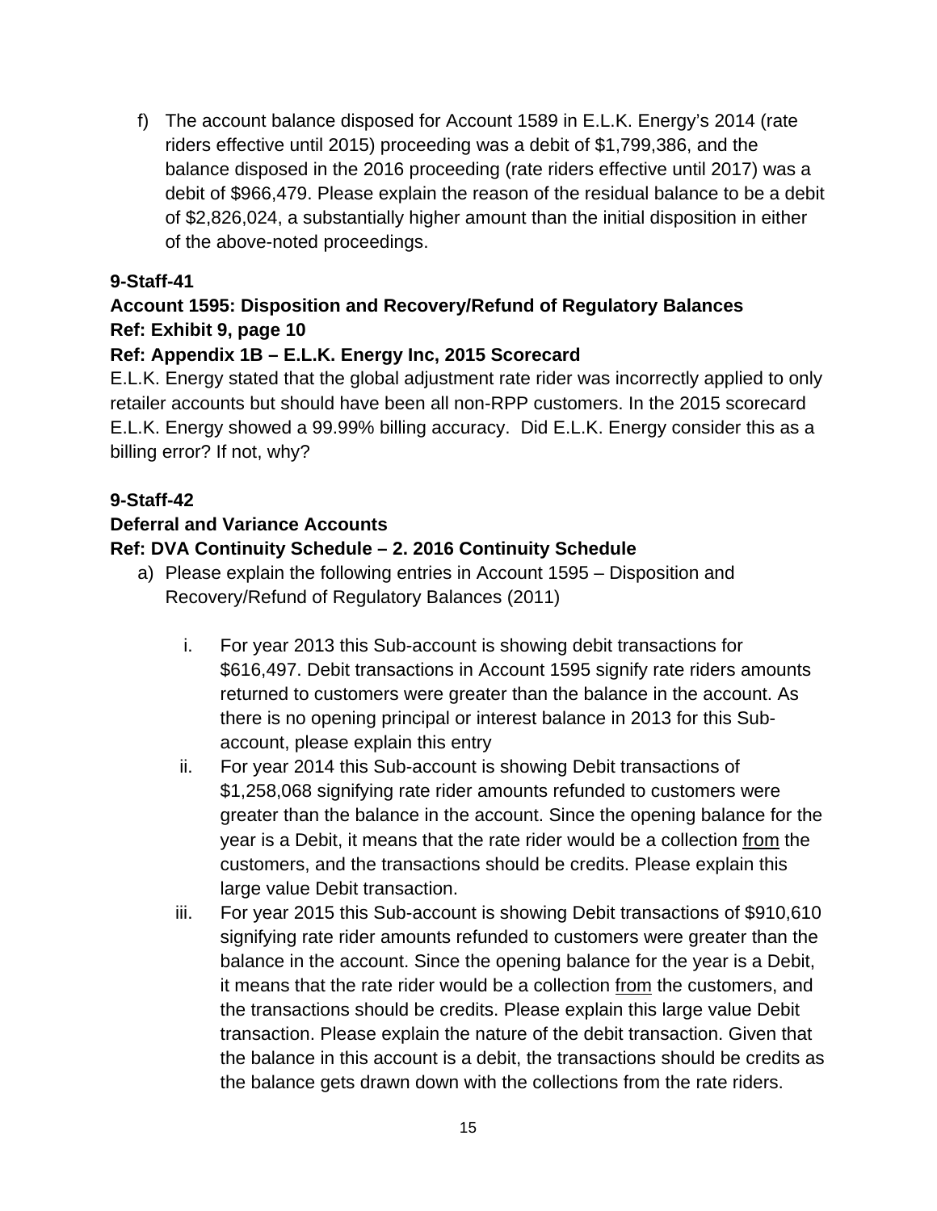f) The account balance disposed for Account 1589 in E.L.K. Energy's 2014 (rate riders effective until 2015) proceeding was a debit of $1,799,386, and the balance disposed in the 2016 proceeding (rate riders effective until 2017) was a debit of $966,479. Please explain the reason of the residual balance to be a debit of $2,826,024, a substantially higher amount than the initial disposition in either of the above-noted proceedings.

**9-Staff-41**

**Account 1595: Disposition and Recovery/Refund of Regulatory Balances**
**Ref: Exhibit 9, page 10**
**Ref: Appendix 1B – E.L.K. Energy Inc, 2015 Scorecard**

E.L.K. Energy stated that the global adjustment rate rider was incorrectly applied to only retailer accounts but should have been all non-RPP customers. In the 2015 scorecard E.L.K. Energy showed a 99.99% billing accuracy. Did E.L.K. Energy consider this as a billing error? If not, why?

**9-Staff-42**

**Deferral and Variance Accounts**
**Ref: DVA Continuity Schedule – 2. 2016 Continuity Schedule**

a) Please explain the following entries in Account 1595 – Disposition and Recovery/Refund of Regulatory Balances (2011)

   i. For year 2013 this Sub-account is showing debit transactions for $616,497. Debit transactions in Account 1595 signify rate riders amounts returned to customers were greater than the balance in the account. As there is no opening principal or interest balance in 2013 for this Sub-account, please explain this entry

   ii. For year 2014 this Sub-account is showing Debit transactions of $1,258,068 signifying rate rider amounts refunded to customers were greater than the balance in the account. Since the opening balance for the year is a Debit, it means that the rate rider would be a collection <u>from</u> the customers, and the transactions should be credits. Please explain this large value Debit transaction.

   iii. For year 2015 this Sub-account is showing Debit transactions of $910,610 signifying rate rider amounts refunded to customers were greater than the balance in the account. Since the opening balance for the year is a Debit, it means that the rate rider would be a collection <u>from</u> the customers, and the transactions should be credits. Please explain this large value Debit transaction. Please explain the nature of the debit transaction. Given that the balance in this account is a debit, the transactions should be credits as the balance gets drawn down with the collections from the rate riders.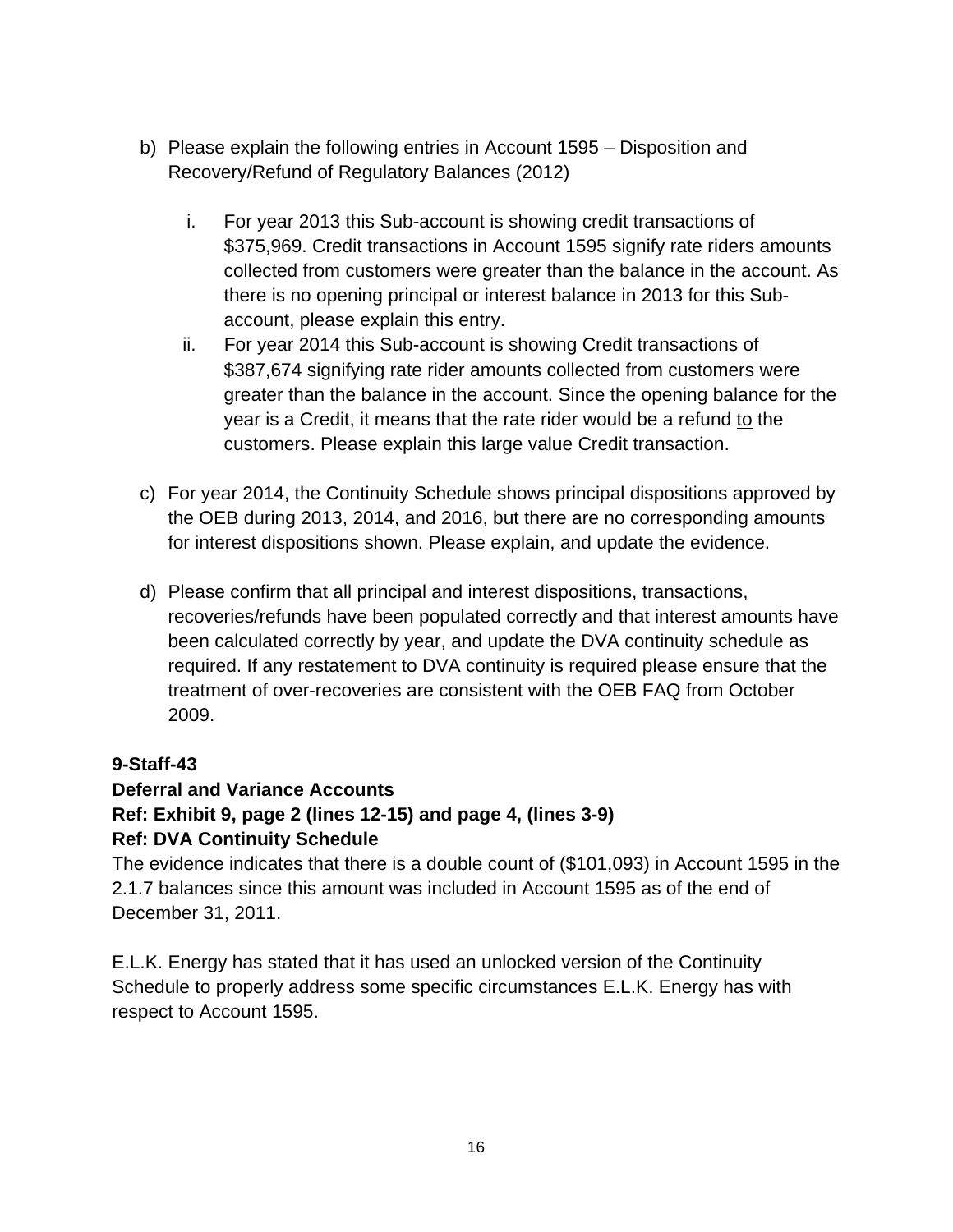b) Please explain the following entries in Account 1595 – Disposition and Recovery/Refund of Regulatory Balances (2012)

   i. For year 2013 this Sub-account is showing credit transactions of \$375,969. Credit transactions in Account 1595 signify rate riders amounts collected from customers were greater than the balance in the account. As there is no opening principal or interest balance in 2013 for this Sub-account, please explain this entry.

   ii. For year 2014 this Sub-account is showing Credit transactions of \$387,674 signifying rate rider amounts collected from customers were greater than the balance in the account. Since the opening balance for the year is a Credit, it means that the rate rider would be a refund <u>to</u> the customers. Please explain this large value Credit transaction.

c) For year 2014, the Continuity Schedule shows principal dispositions approved by the OEB during 2013, 2014, and 2016, but there are no corresponding amounts for interest dispositions shown. Please explain, and update the evidence.

d) Please confirm that all principal and interest dispositions, transactions, recoveries/refunds have been populated correctly and that interest amounts have been calculated correctly by year, and update the DVA continuity schedule as required. If any restatement to DVA continuity is required please ensure that the treatment of over-recoveries are consistent with the OEB FAQ from October 2009.

**9-Staff-43**
**Deferral and Variance Accounts**
**Ref: Exhibit 9, page 2 (lines 12-15) and page 4, (lines 3-9)**
**Ref: DVA Continuity Schedule**

The evidence indicates that there is a double count of (\$101,093) in Account 1595 in the 2.1.7 balances since this amount was included in Account 1595 as of the end of December 31, 2011.

E.L.K. Energy has stated that it has used an unlocked version of the Continuity Schedule to properly address some specific circumstances E.L.K. Energy has with respect to Account 1595.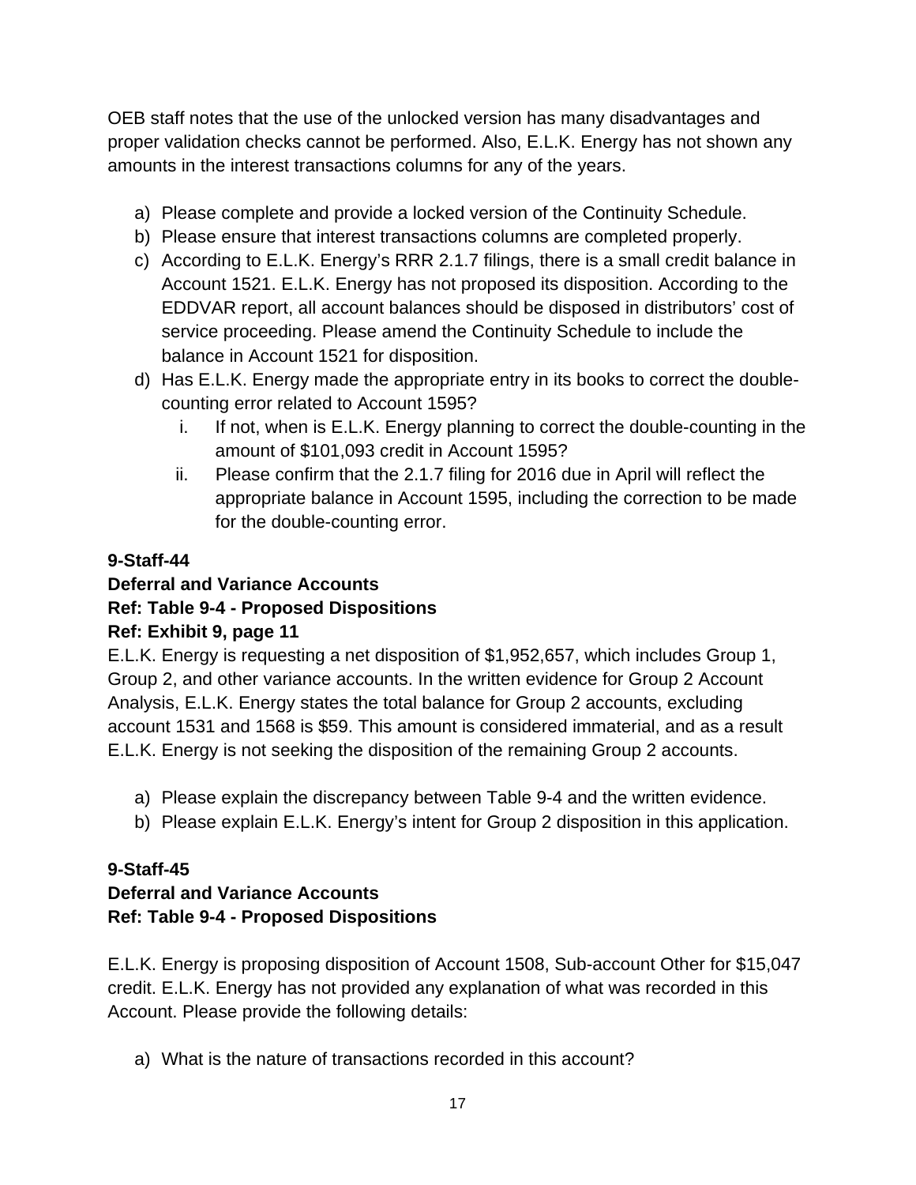OEB staff notes that the use of the unlocked version has many disadvantages and proper validation checks cannot be performed. Also, E.L.K. Energy has not shown any amounts in the interest transactions columns for any of the years.

a) Please complete and provide a locked version of the Continuity Schedule.
b) Please ensure that interest transactions columns are completed properly.
c) According to E.L.K. Energy's RRR 2.1.7 filings, there is a small credit balance in Account 1521. E.L.K. Energy has not proposed its disposition. According to the EDDVAR report, all account balances should be disposed in distributors' cost of service proceeding. Please amend the Continuity Schedule to include the balance in Account 1521 for disposition.
d) Has E.L.K. Energy made the appropriate entry in its books to correct the double-counting error related to Account 1595?
   i. If not, when is E.L.K. Energy planning to correct the double-counting in the amount of $101,093 credit in Account 1595?
   ii. Please confirm that the 2.1.7 filing for 2016 due in April will reflect the appropriate balance in Account 1595, including the correction to be made for the double-counting error.

**9-Staff-44**
**Deferral and Variance Accounts**
**Ref: Table 9-4 - Proposed Dispositions**
**Ref: Exhibit 9, page 11**

E.L.K. Energy is requesting a net disposition of $1,952,657, which includes Group 1, Group 2, and other variance accounts. In the written evidence for Group 2 Account Analysis, E.L.K. Energy states the total balance for Group 2 accounts, excluding account 1531 and 1568 is $59. This amount is considered immaterial, and as a result E.L.K. Energy is not seeking the disposition of the remaining Group 2 accounts.

a) Please explain the discrepancy between Table 9-4 and the written evidence.
b) Please explain E.L.K. Energy's intent for Group 2 disposition in this application.

**9-Staff-45**
**Deferral and Variance Accounts**
**Ref: Table 9-4 - Proposed Dispositions**

E.L.K. Energy is proposing disposition of Account 1508, Sub-account Other for $15,047 credit. E.L.K. Energy has not provided any explanation of what was recorded in this Account. Please provide the following details:

a) What is the nature of transactions recorded in this account?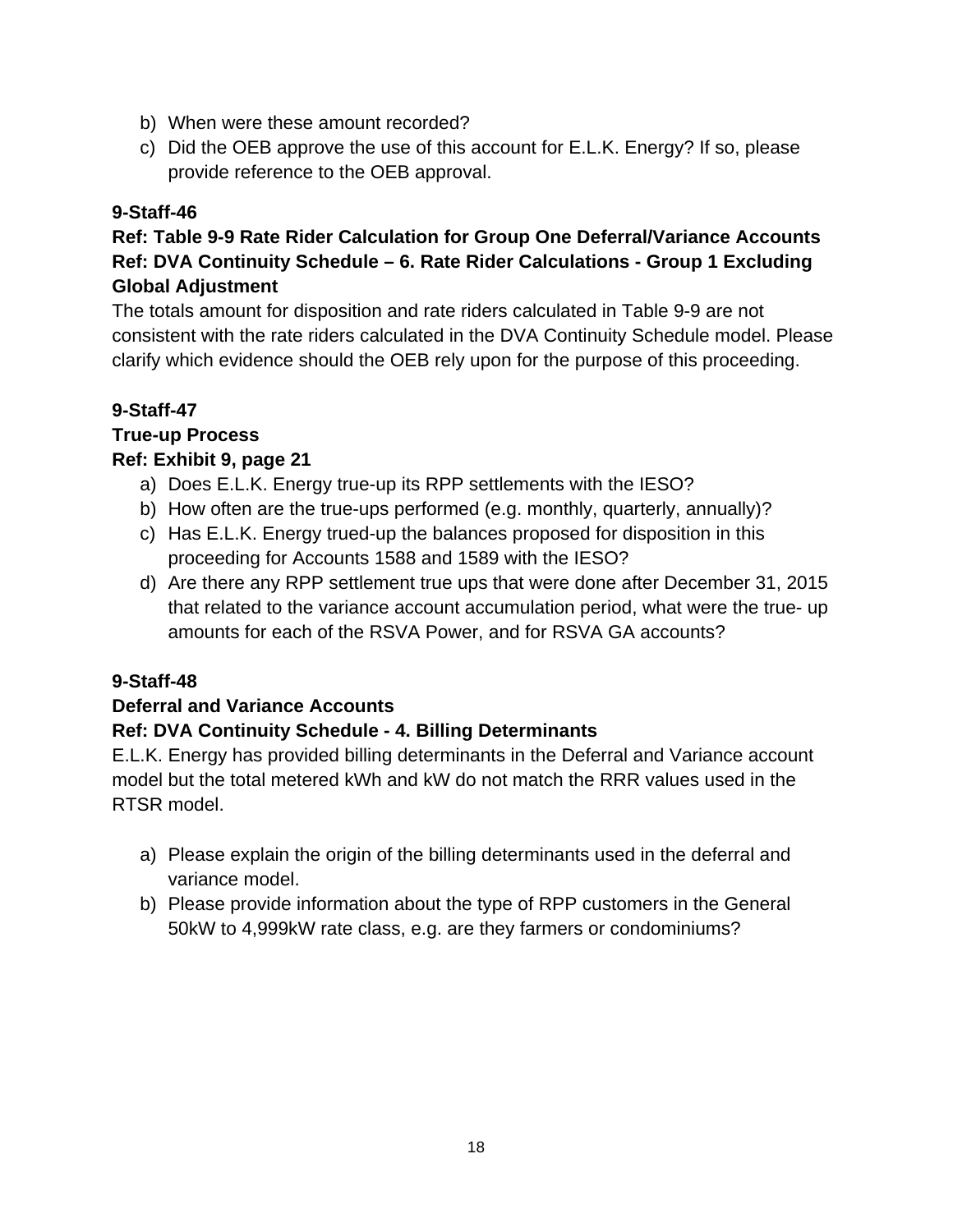b) When were these amount recorded?
c) Did the OEB approve the use of this account for E.L.K. Energy? If so, please provide reference to the OEB approval.

**9-Staff-46**

**Ref: Table 9-9 Rate Rider Calculation for Group One Deferral/Variance Accounts**
**Ref: DVA Continuity Schedule – 6. Rate Rider Calculations - Group 1 Excluding Global Adjustment**

The totals amount for disposition and rate riders calculated in Table 9-9 are not consistent with the rate riders calculated in the DVA Continuity Schedule model. Please clarify which evidence should the OEB rely upon for the purpose of this proceeding.

**9-Staff-47**

**True-up Process**

**Ref: Exhibit 9, page 21**

a) Does E.L.K. Energy true-up its RPP settlements with the IESO?
b) How often are the true-ups performed (e.g. monthly, quarterly, annually)?
c) Has E.L.K. Energy trued-up the balances proposed for disposition in this proceeding for Accounts 1588 and 1589 with the IESO?
d) Are there any RPP settlement true ups that were done after December 31, 2015 that related to the variance account accumulation period, what were the true- up amounts for each of the RSVA Power, and for RSVA GA accounts?

**9-Staff-48**

**Deferral and Variance Accounts**

**Ref: DVA Continuity Schedule - 4. Billing Determinants**

E.L.K. Energy has provided billing determinants in the Deferral and Variance account model but the total metered kWh and kW do not match the RRR values used in the RTSR model.

a) Please explain the origin of the billing determinants used in the deferral and variance model.
b) Please provide information about the type of RPP customers in the General 50kW to 4,999kW rate class, e.g. are they farmers or condominiums?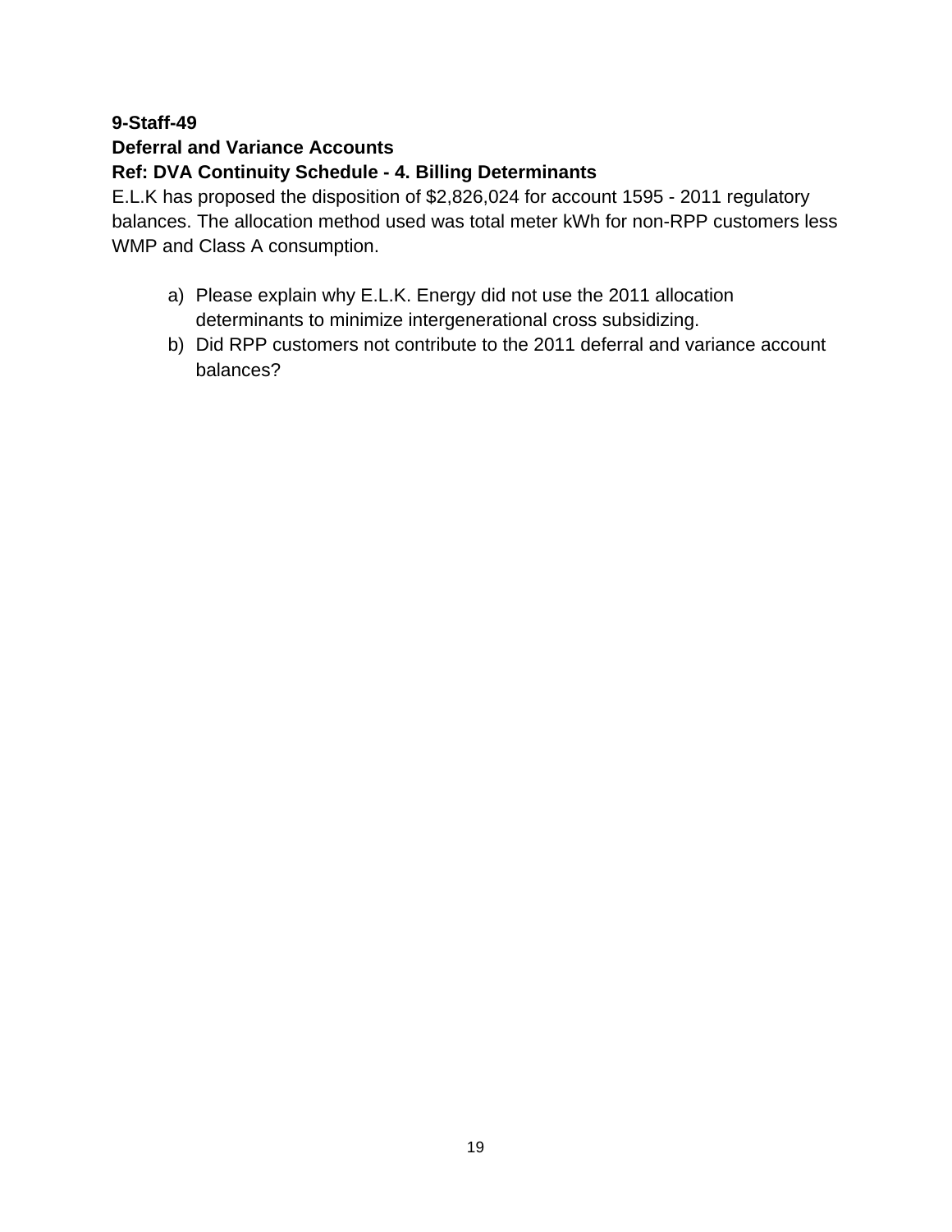**9-Staff-49**
**Deferral and Variance Accounts**
**Ref: DVA Continuity Schedule - 4. Billing Determinants**

E.L.K has proposed the disposition of $2,826,024 for account 1595 - 2011 regulatory balances. The allocation method used was total meter kWh for non-RPP customers less WMP and Class A consumption.

a) Please explain why E.L.K. Energy did not use the 2011 allocation determinants to minimize intergenerational cross subsidizing.
b) Did RPP customers not contribute to the 2011 deferral and variance account balances?